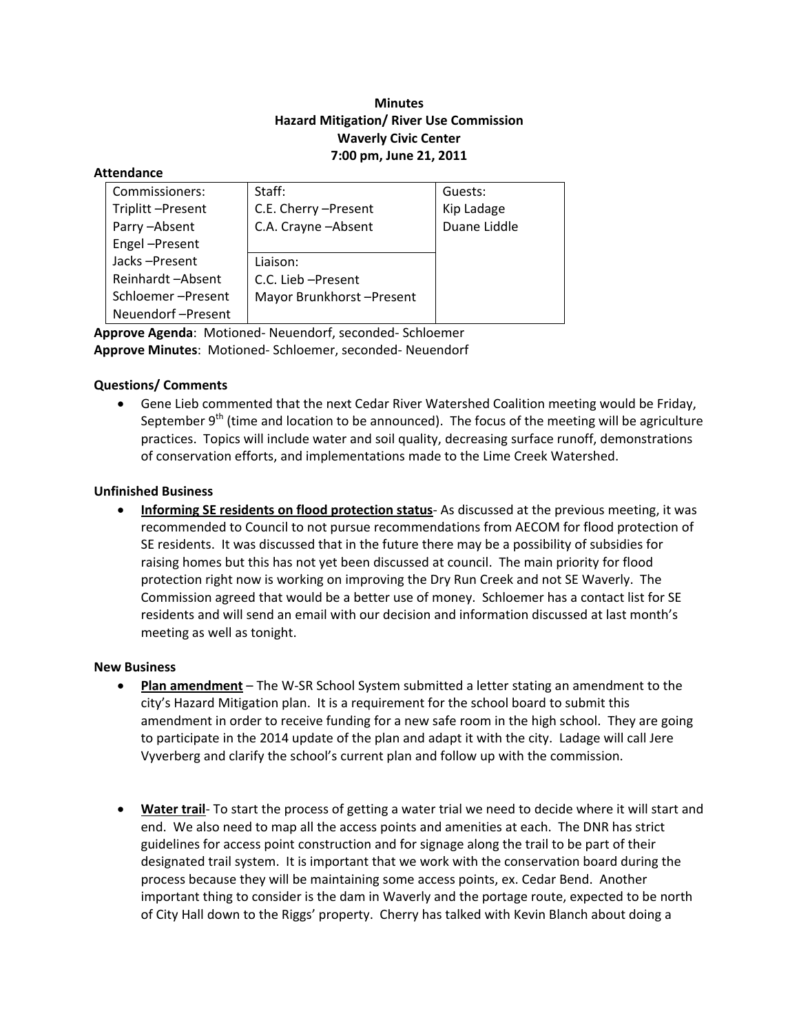**Minutes**
**Hazard Mitigation/ River Use Commission**
**Waverly Civic Center**
**7:00 pm, June 21, 2011**

**Attendance**

| Commissioners: | Staff: | Guests: |
|---|---|---|
| Triplitt –Present | C.E. Cherry –Present | Kip Ladage |
| Parry –Absent | C.A. Crayne –Absent | Duane Liddle |
| Engel –Present | | |
| Jacks –Present | Liaison: | |
| Reinhardt –Absent | C.C. Lieb –Present | |
| Schloemer –Present | Mayor Brunkhorst –Present | |
| Neuendorf –Present | | |

**Approve Agenda**: Motioned- Neuendorf, seconded- Schloemer
**Approve Minutes**: Motioned- Schloemer, seconded- Neuendorf

**Questions/ Comments**

- Gene Lieb commented that the next Cedar River Watershed Coalition meeting would be Friday, September 9th (time and location to be announced). The focus of the meeting will be agriculture practices. Topics will include water and soil quality, decreasing surface runoff, demonstrations of conservation efforts, and implementations made to the Lime Creek Watershed.

**Unfinished Business**

- **Informing SE residents on flood protection status**- As discussed at the previous meeting, it was recommended to Council to not pursue recommendations from AECOM for flood protection of SE residents. It was discussed that in the future there may be a possibility of subsidies for raising homes but this has not yet been discussed at council. The main priority for flood protection right now is working on improving the Dry Run Creek and not SE Waverly. The Commission agreed that would be a better use of money. Schloemer has a contact list for SE residents and will send an email with our decision and information discussed at last month's meeting as well as tonight.

**New Business**

- **Plan amendment** – The W-SR School System submitted a letter stating an amendment to the city's Hazard Mitigation plan. It is a requirement for the school board to submit this amendment in order to receive funding for a new safe room in the high school. They are going to participate in the 2014 update of the plan and adapt it with the city. Ladage will call Jere Vyverberg and clarify the school's current plan and follow up with the commission.

- **Water trail**- To start the process of getting a water trial we need to decide where it will start and end. We also need to map all the access points and amenities at each. The DNR has strict guidelines for access point construction and for signage along the trail to be part of their designated trail system. It is important that we work with the conservation board during the process because they will be maintaining some access points, ex. Cedar Bend. Another important thing to consider is the dam in Waverly and the portage route, expected to be north of City Hall down to the Riggs' property. Cherry has talked with Kevin Blanch about doing a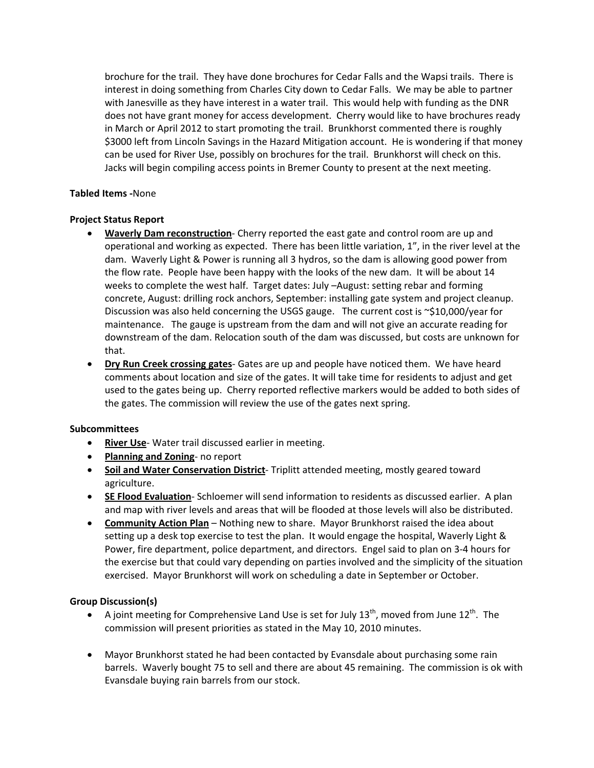brochure for the trail. They have done brochures for Cedar Falls and the Wapsi trails. There is interest in doing something from Charles City down to Cedar Falls. We may be able to partner with Janesville as they have interest in a water trail. This would help with funding as the DNR does not have grant money for access development. Cherry would like to have brochures ready in March or April 2012 to start promoting the trail. Brunkhorst commented there is roughly $3000 left from Lincoln Savings in the Hazard Mitigation account. He is wondering if that money can be used for River Use, possibly on brochures for the trail. Brunkhorst will check on this. Jacks will begin compiling access points in Bremer County to present at the next meeting.

**Tabled Items -**None

**Project Status Report**

- **Waverly Dam reconstruction**- Cherry reported the east gate and control room are up and operational and working as expected. There has been little variation, 1", in the river level at the dam. Waverly Light & Power is running all 3 hydros, so the dam is allowing good power from the flow rate. People have been happy with the looks of the new dam. It will be about 14 weeks to complete the west half. Target dates: July –August: setting rebar and forming concrete, August: drilling rock anchors, September: installing gate system and project cleanup. Discussion was also held concerning the USGS gauge. The current cost is ~$10,000/year for maintenance. The gauge is upstream from the dam and will not give an accurate reading for downstream of the dam. Relocation south of the dam was discussed, but costs are unknown for that.
- **Dry Run Creek crossing gates**- Gates are up and people have noticed them. We have heard comments about location and size of the gates. It will take time for residents to adjust and get used to the gates being up. Cherry reported reflective markers would be added to both sides of the gates. The commission will review the use of the gates next spring.

**Subcommittees**

- **River Use**- Water trail discussed earlier in meeting.
- **Planning and Zoning**- no report
- **Soil and Water Conservation District**- Triplitt attended meeting, mostly geared toward agriculture.
- **SE Flood Evaluation**- Schloemer will send information to residents as discussed earlier. A plan and map with river levels and areas that will be flooded at those levels will also be distributed.
- **Community Action Plan** – Nothing new to share. Mayor Brunkhorst raised the idea about setting up a desk top exercise to test the plan. It would engage the hospital, Waverly Light & Power, fire department, police department, and directors. Engel said to plan on 3-4 hours for the exercise but that could vary depending on parties involved and the simplicity of the situation exercised. Mayor Brunkhorst will work on scheduling a date in September or October.

**Group Discussion(s)**

- A joint meeting for Comprehensive Land Use is set for July 13th, moved from June 12th. The commission will present priorities as stated in the May 10, 2010 minutes.
- Mayor Brunkhorst stated he had been contacted by Evansdale about purchasing some rain barrels. Waverly bought 75 to sell and there are about 45 remaining. The commission is ok with Evansdale buying rain barrels from our stock.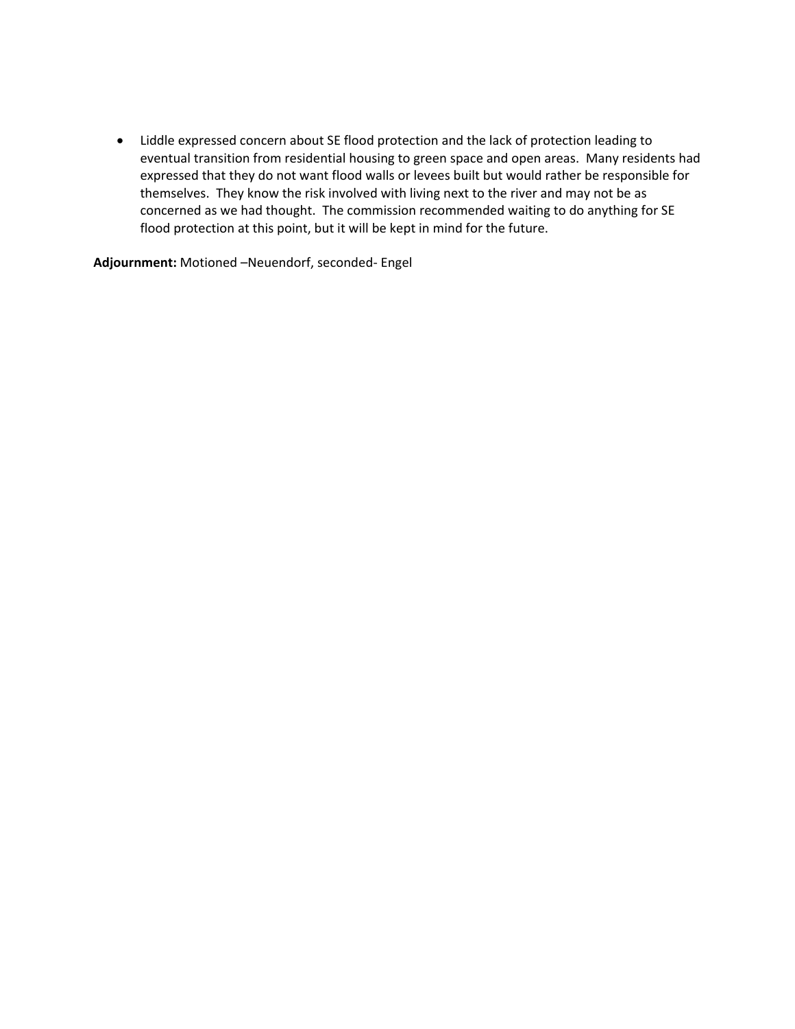- Liddle expressed concern about SE flood protection and the lack of protection leading to eventual transition from residential housing to green space and open areas. Many residents had expressed that they do not want flood walls or levees built but would rather be responsible for themselves. They know the risk involved with living next to the river and may not be as concerned as we had thought. The commission recommended waiting to do anything for SE flood protection at this point, but it will be kept in mind for the future.

**Adjournment:** Motioned –Neuendorf, seconded- Engel